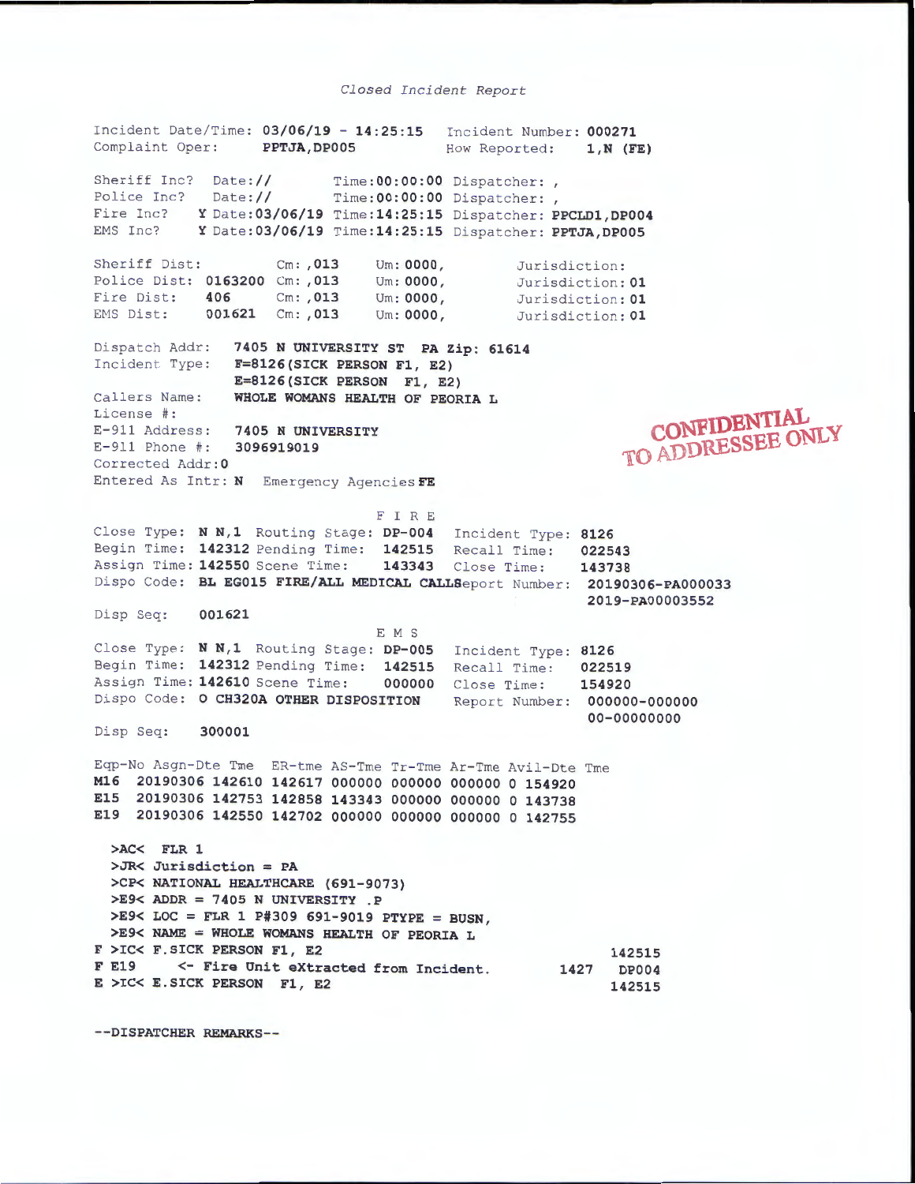*Closed Incident Report*

Incident Date/Time: **03/06/19 - 14:25:15** Incident Number: **000271**
Complaint Oper: **PPTJA,DP005** How Reported: **1,N (FE)**

Sheriff Inc? Date:// Time:**00:00:00** Dispatcher: ,
Police Inc? Date:// Time:**00:00:00** Dispatcher: ,
Fire Inc? **Y** Date:**03/06/19** Time:**14:25:15** Dispatcher: **PPCLD1,DP004**
EMS Inc? **Y** Date:**03/06/19** Time:**14:25:15** Dispatcher: **PPTJA,DP005**

Sheriff Dist: Cm: **,013** Um: **0000,** Jurisdiction:
Police Dist: **0163200** Cm: **,013** Um: **0000,** Jurisdiction: **01**
Fire Dist: **406** Cm: **,013** Um: **0000,** Jurisdiction: **01**
EMS Dist: **001621** Cm: **,013** Um: **0000,** Jurisdiction: **01**

Dispatch Addr: **7405 N UNIVERSITY ST PA Zip: 61614**
Incident Type: **F=8126(SICK PERSON F1, E2)**
**E=8126(SICK PERSON F1, E2)**
Callers Name: **WHOLE WOMANS HEALTH OF PEORIA L**
License #:
E-911 Address: **7405 N UNIVERSITY**
E-911 Phone #: **3096919019**
Corrected Addr:**0**
Entered As Intr: **N** Emergency Agencies **FE**

CONFIDENTIAL TO ADDRESSEE ONLY

F I R E

Close Type: **N N,1** Routing Stage: **DP-004** Incident Type: **8126**
Begin Time: **142312** Pending Time: **142515** Recall Time: **022543**
Assign Time: **142550** Scene Time: **143343** Close Time: **143738**
Dispo Code: **BL EG015 FIRE/ALL MEDICAL CALL** Report Number: **20190306-PA000033**
**2019-PA00003552**
Disp Seq: **001621**

E M S

Close Type: **N N,1** Routing Stage: **DP-005** Incident Type: **8126**
Begin Time: **142312** Pending Time: **142515** Recall Time: **022519**
Assign Time: **142610** Scene Time: **000000** Close Time: **154920**
Dispo Code: **O CH320A OTHER DISPOSITION** Report Number: **000000-000000**
**00-00000000**
Disp Seq: **300001**

| Eqp-No | Asgn-Dte | Tme | ER-tme | AS-Tme | Tr-Tme | Ar-Tme | Avil-Dte | Tme |
|---|---|---|---|---|---|---|---|---|
| M16 | 20190306 | 142610 | 142617 | 000000 | 000000 | 000000 | 0 | 154920 |
| E15 | 20190306 | 142753 | 142858 | 143343 | 000000 | 000000 | 0 | 143738 |
| E19 | 20190306 | 142550 | 142702 | 000000 | 000000 | 000000 | 0 | 142755 |

```
>AC< FLR 1
>JR< Jurisdiction = PA
>CP< NATIONAL HEALTHCARE (691-9073)
>E9< ADDR = 7405 N UNIVERSITY .P
>E9< LOC = FLR 1 P#309 691-9019 PTYPE = BUSN,
>E9< NAME = WHOLE WOMANS HEALTH OF PEORIA L
F >IC< F.SICK PERSON F1, E2                                    142515
F E19      <- Fire Unit eXtracted from Incident.         1427  DP004
E >IC< E.SICK PERSON  F1, E2                                   142515
```

**--DISPATCHER REMARKS--**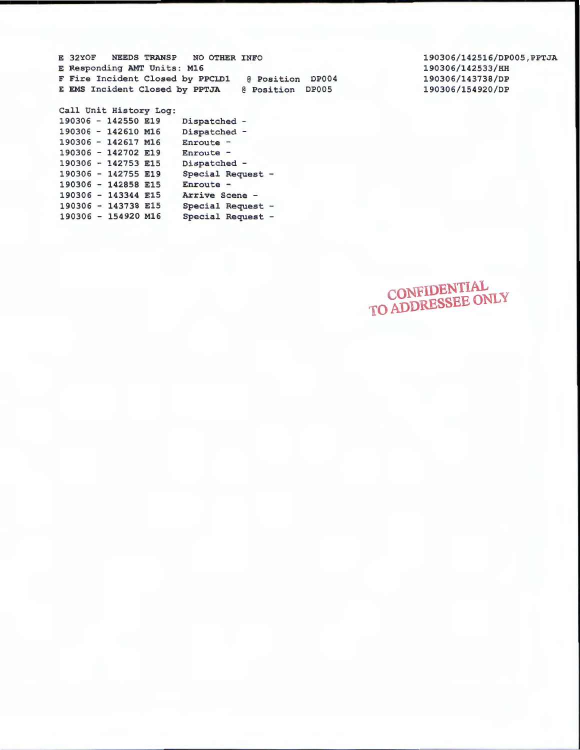| | |
|---|---|
| E 32YOF NEEDS TRANSP NO OTHER INFO | 190306/142516/DP005,PPTJA |
| E Responding AMT Units: M16 | 190306/142533/HH |
| F Fire Incident Closed by PPCLD1 @ Position DP004 | 190306/143738/DP |
| E EMS Incident Closed by PPTJA @ Position DP005 | 190306/154920/DP |

Call Unit History Log:

| | |
|---|---|
| 190306 - 142550 E19 | Dispatched - |
| 190306 - 142610 M16 | Dispatched - |
| 190306 - 142617 M16 | Enroute - |
| 190306 - 142702 E19 | Enroute - |
| 190306 - 142753 E15 | Dispatched - |
| 190306 - 142755 E19 | Special Request - |
| 190306 - 142858 E15 | Enroute - |
| 190306 - 143344 E15 | Arrive Scene - |
| 190306 - 143738 E15 | Special Request - |
| 190306 - 154920 M16 | Special Request - |

CONFIDENTIAL
TO ADDRESSEE ONLY